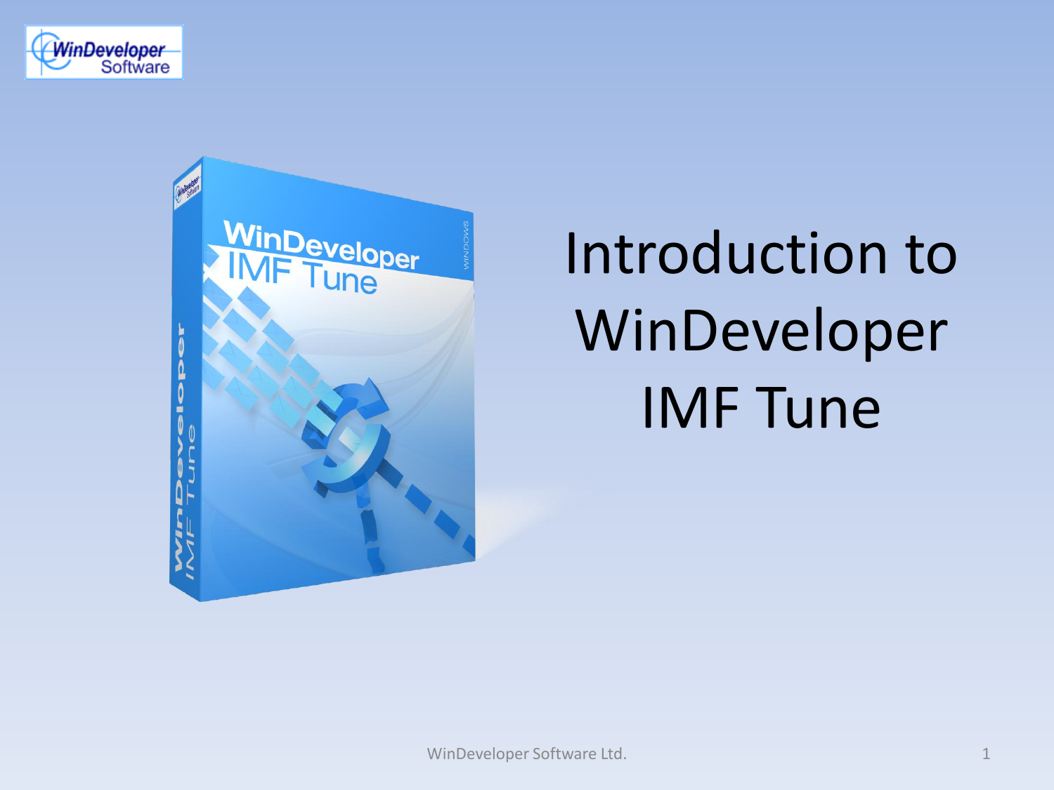# Introduction to WinDeveloper IMF Tune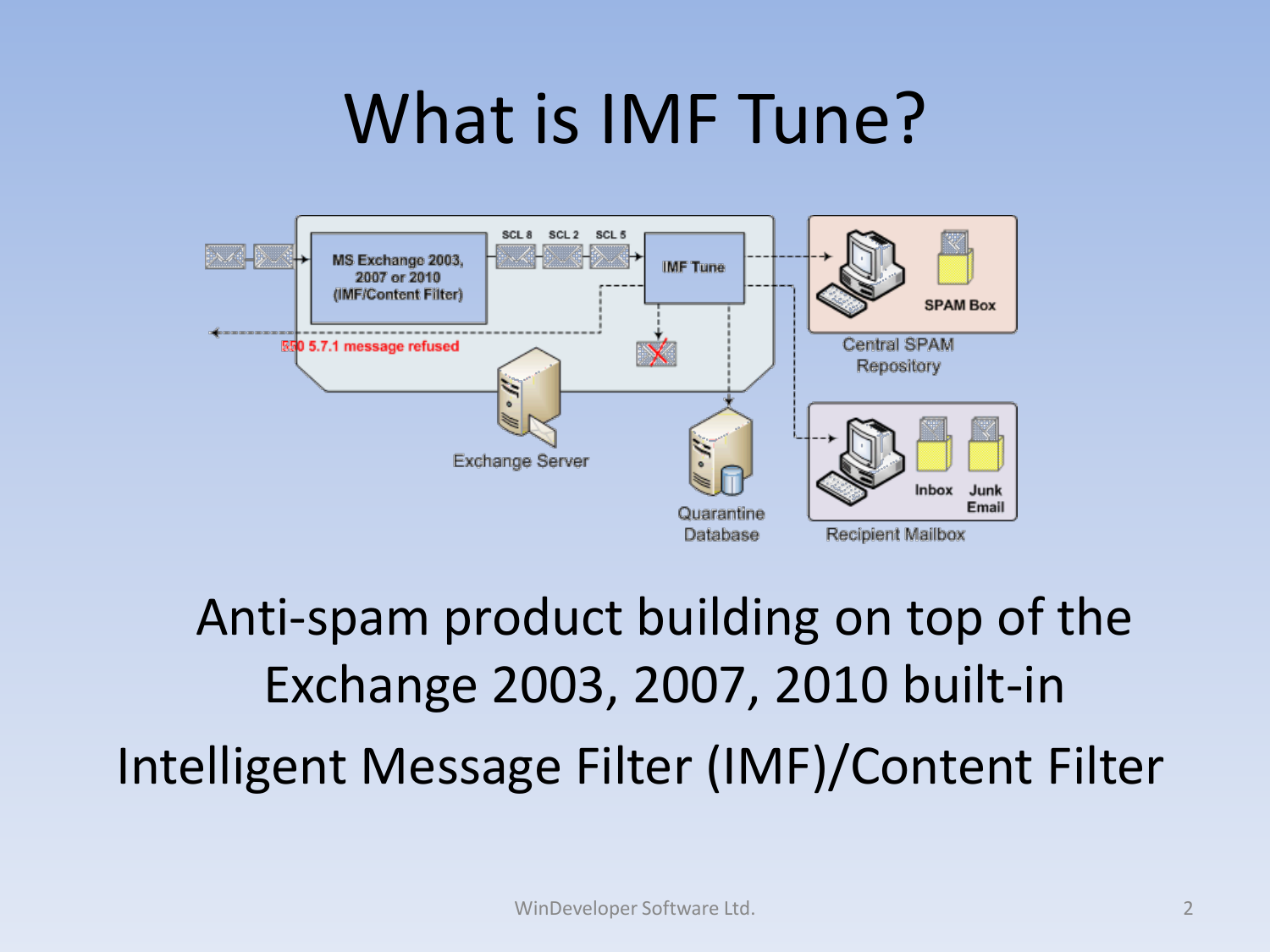# What is IMF Tune?

Anti-spam product building on top of the Exchange 2003, 2007, 2010 built-in Intelligent Message Filter (IMF)/Content Filter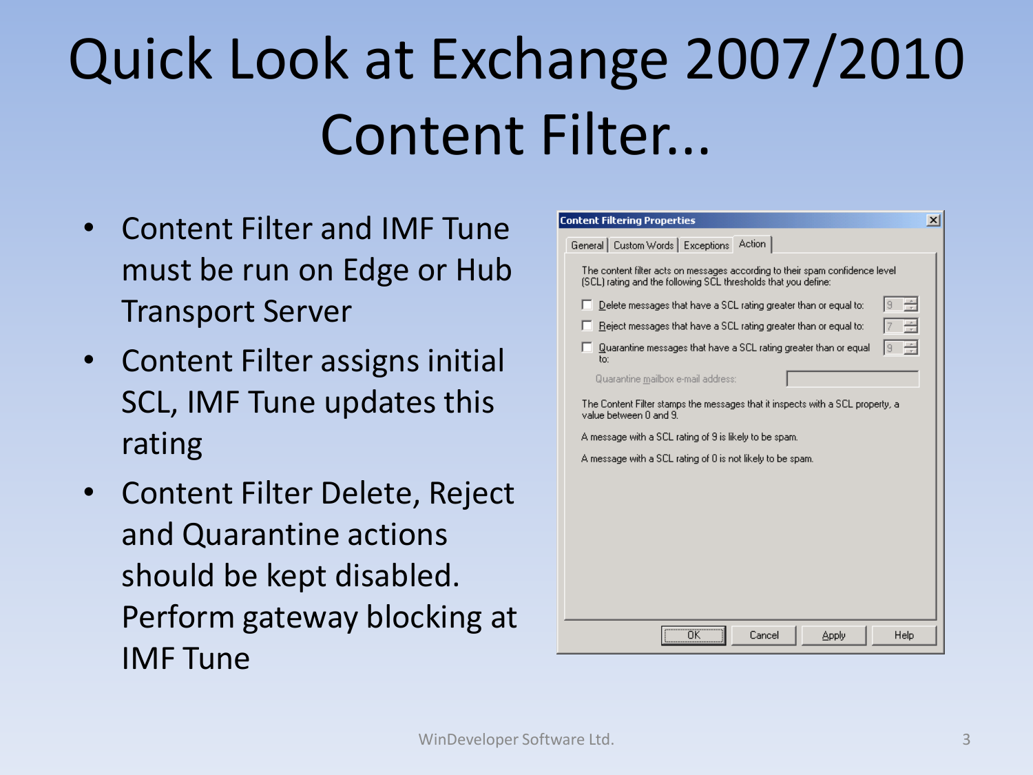# Quick Look at Exchange 2007/2010 Content Filter...

- Content Filter and IMF Tune must be run on Edge or Hub Transport Server
- Content Filter assigns initial SCL, IMF Tune updates this rating
- Content Filter Delete, Reject and Quarantine actions should be kept disabled. Perform gateway blocking at IMF Tune

**Content Filtering Properties**

General | Custom Words | Exceptions | Action

The content filter acts on messages according to their spam confidence level (SCL) rating and the following SCL thresholds that you define:

- [ ] Delete messages that have a SCL rating greater than or equal to: 9
- [ ] Reject messages that have a SCL rating greater than or equal to: 7
- [ ] Quarantine messages that have a SCL rating greater than or equal to: 9

Quarantine mailbox e-mail address:

The Content Filter stamps the messages that it inspects with a SCL property, a value between 0 and 9.

A message with a SCL rating of 9 is likely to be spam.

A message with a SCL rating of 0 is not likely to be spam.

OK | Cancel | Apply | Help

WinDeveloper Software Ltd.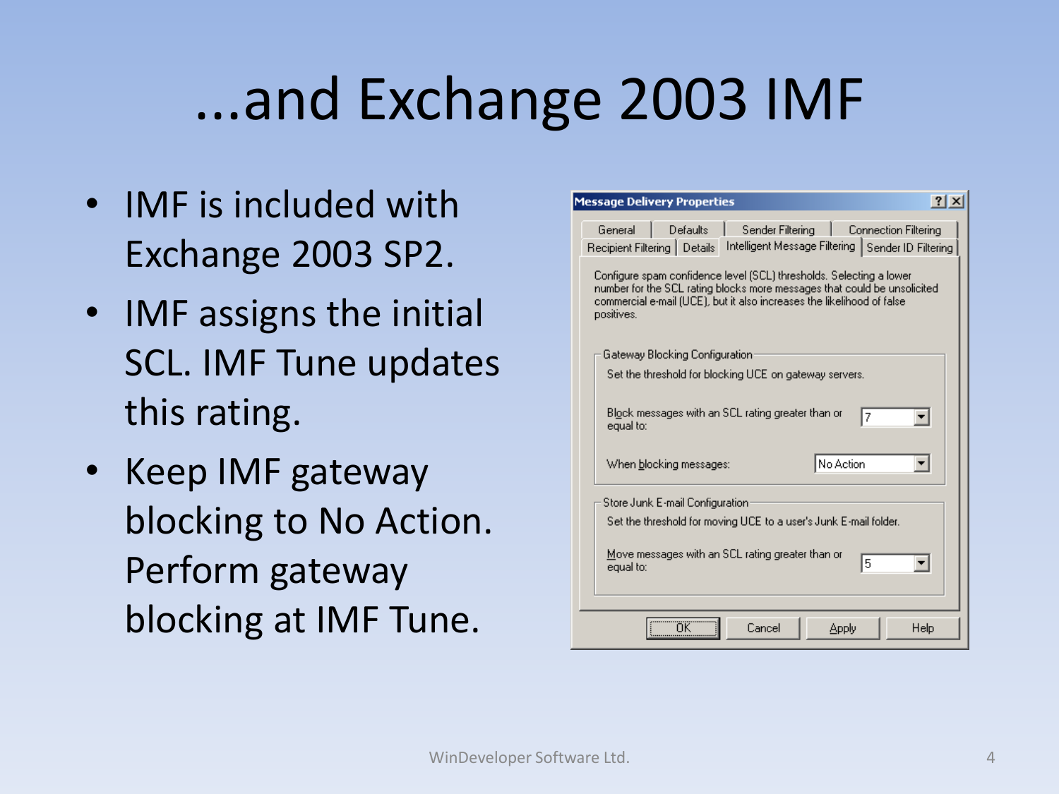# ...and Exchange 2003 IMF

- IMF is included with Exchange 2003 SP2.
- IMF assigns the initial SCL. IMF Tune updates this rating.
- Keep IMF gateway blocking to No Action. Perform gateway blocking at IMF Tune.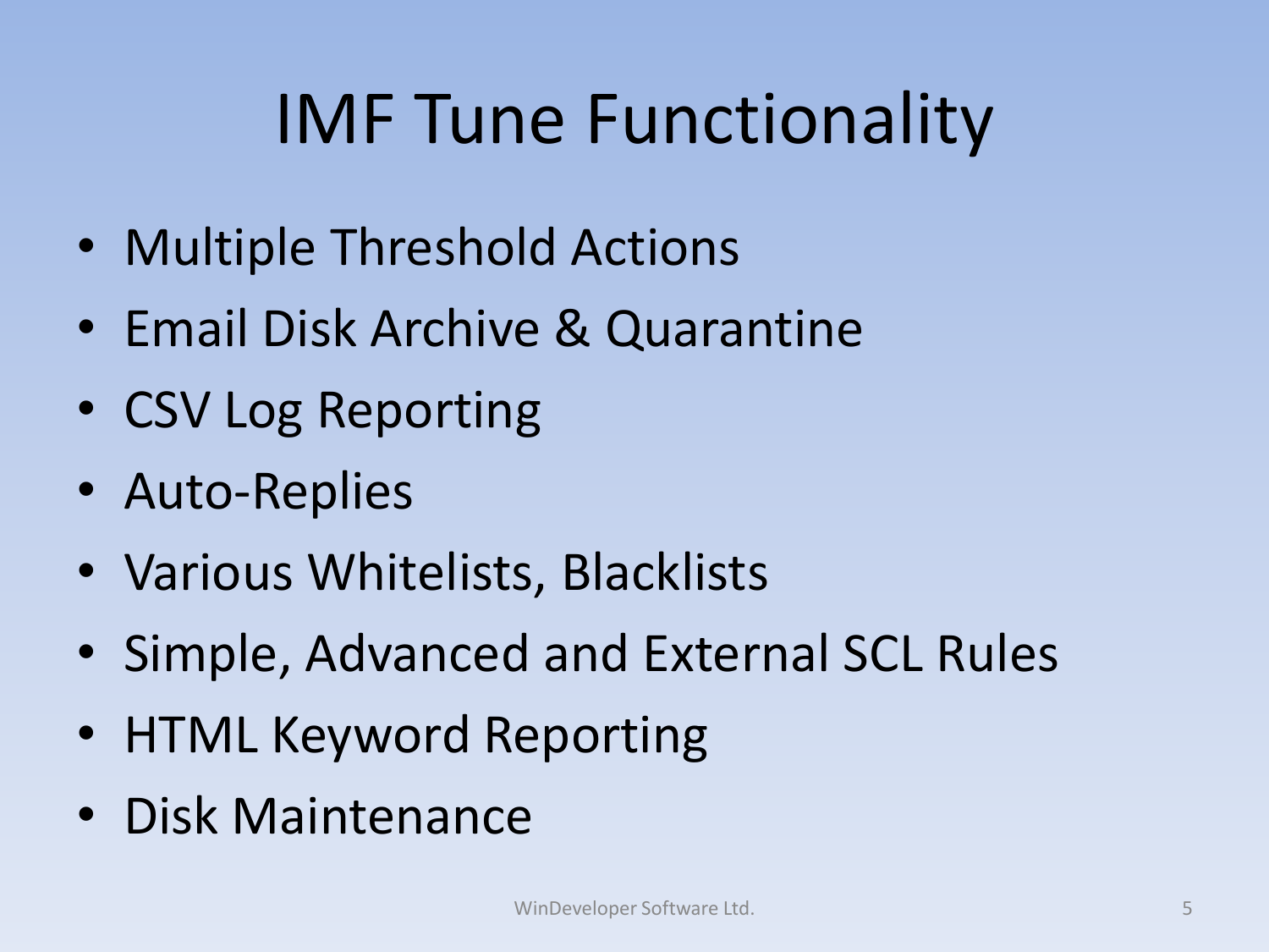# IMF Tune Functionality

- Multiple Threshold Actions
- Email Disk Archive & Quarantine
- CSV Log Reporting
- Auto-Replies
- Various Whitelists, Blacklists
- Simple, Advanced and External SCL Rules
- HTML Keyword Reporting
- Disk Maintenance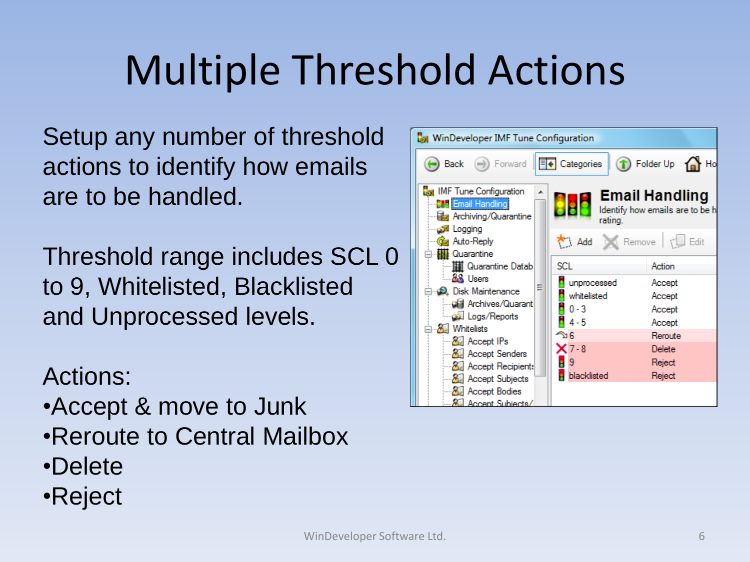# Multiple Threshold Actions

Setup any number of threshold actions to identify how emails are to be handled.

Threshold range includes SCL 0 to 9, Whitelisted, Blacklisted and Unprocessed levels.

Actions:

- Accept & move to Junk
- Reroute to Central Mailbox
- Delete
- Reject

| SCL | Action |
| --- | --- |
| unprocessed | Accept |
| whitelisted | Accept |
| 0 - 3 | Accept |
| 4 - 5 | Accept |
| 6 | Reroute |
| 7 - 8 | Delete |
| 9 | Reject |
| blacklisted | Reject |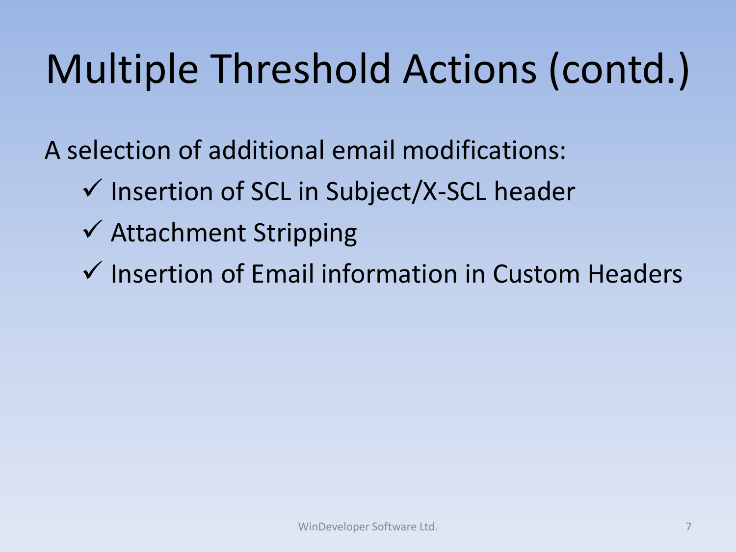# Multiple Threshold Actions (contd.)

A selection of additional email modifications:

- ✓ Insertion of SCL in Subject/X-SCL header
- ✓ Attachment Stripping
- ✓ Insertion of Email information in Custom Headers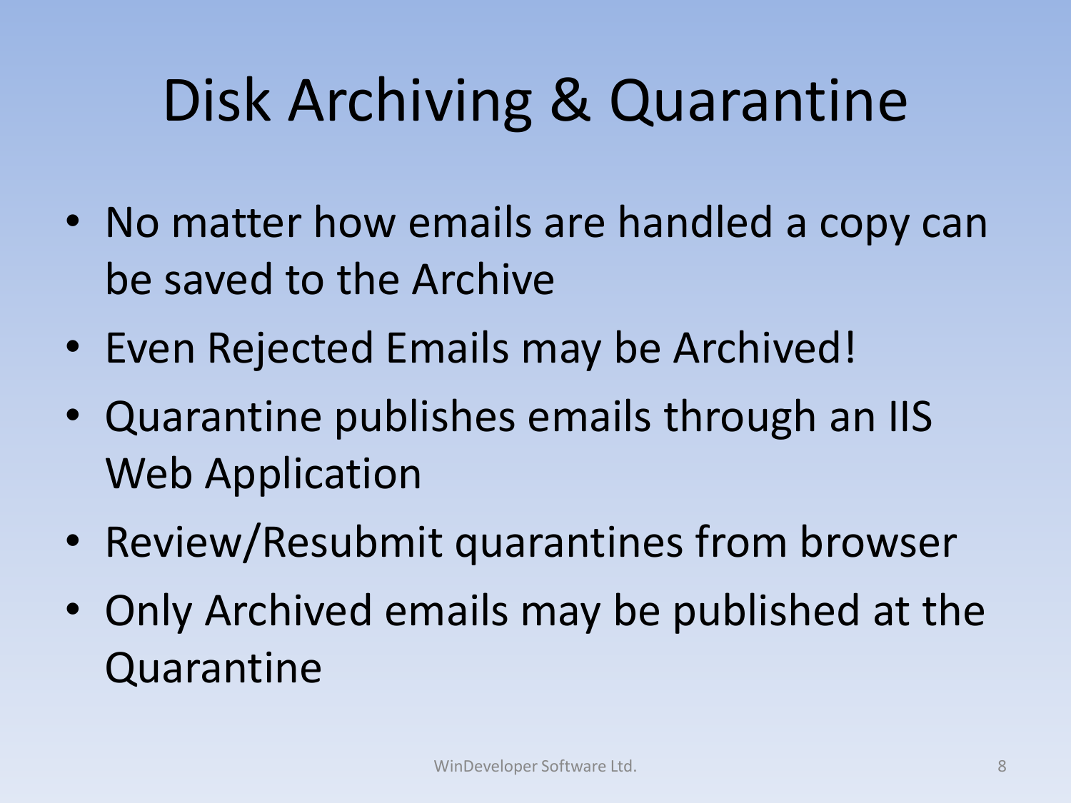# Disk Archiving & Quarantine

- No matter how emails are handled a copy can be saved to the Archive
- Even Rejected Emails may be Archived!
- Quarantine publishes emails through an IIS Web Application
- Review/Resubmit quarantines from browser
- Only Archived emails may be published at the Quarantine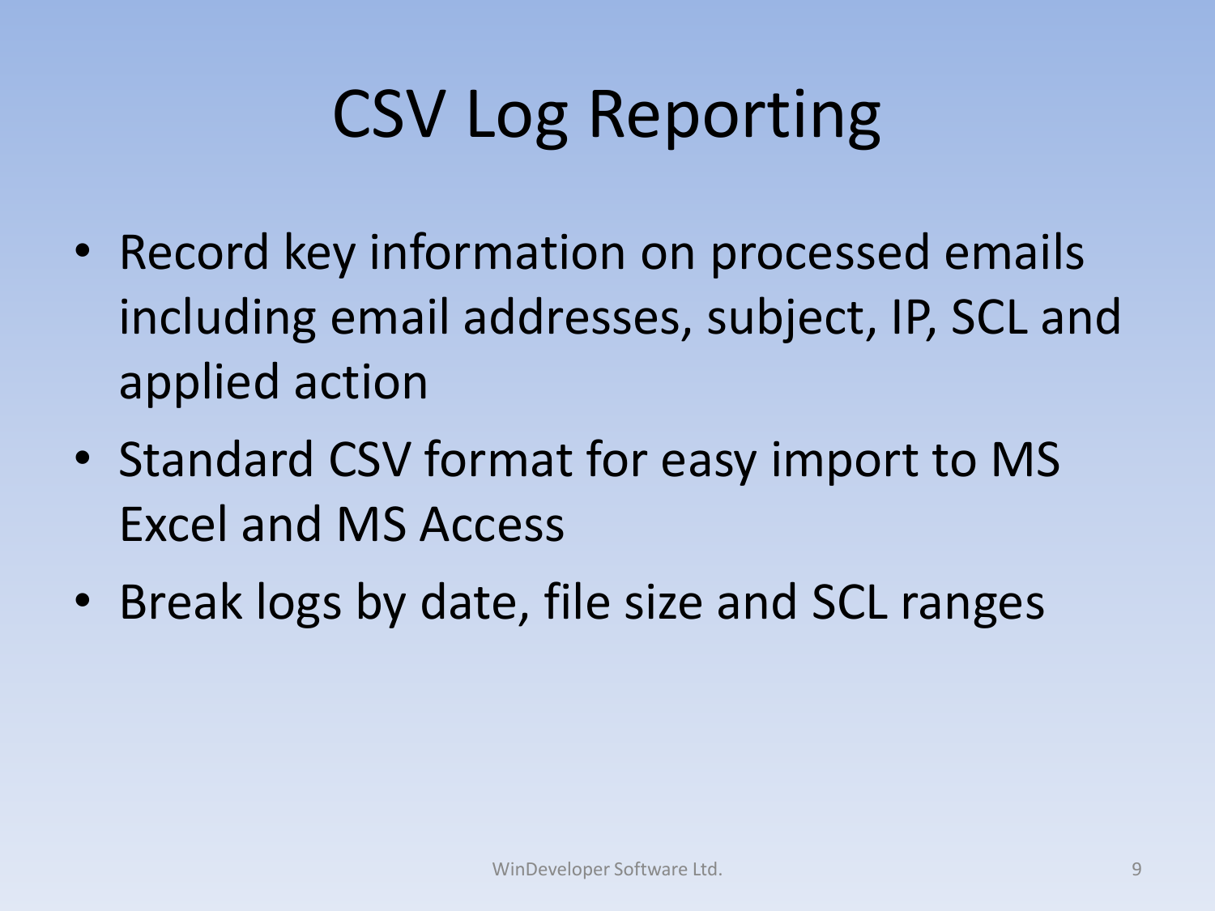# CSV Log Reporting

- Record key information on processed emails including email addresses, subject, IP, SCL and applied action
- Standard CSV format for easy import to MS Excel and MS Access
- Break logs by date, file size and SCL ranges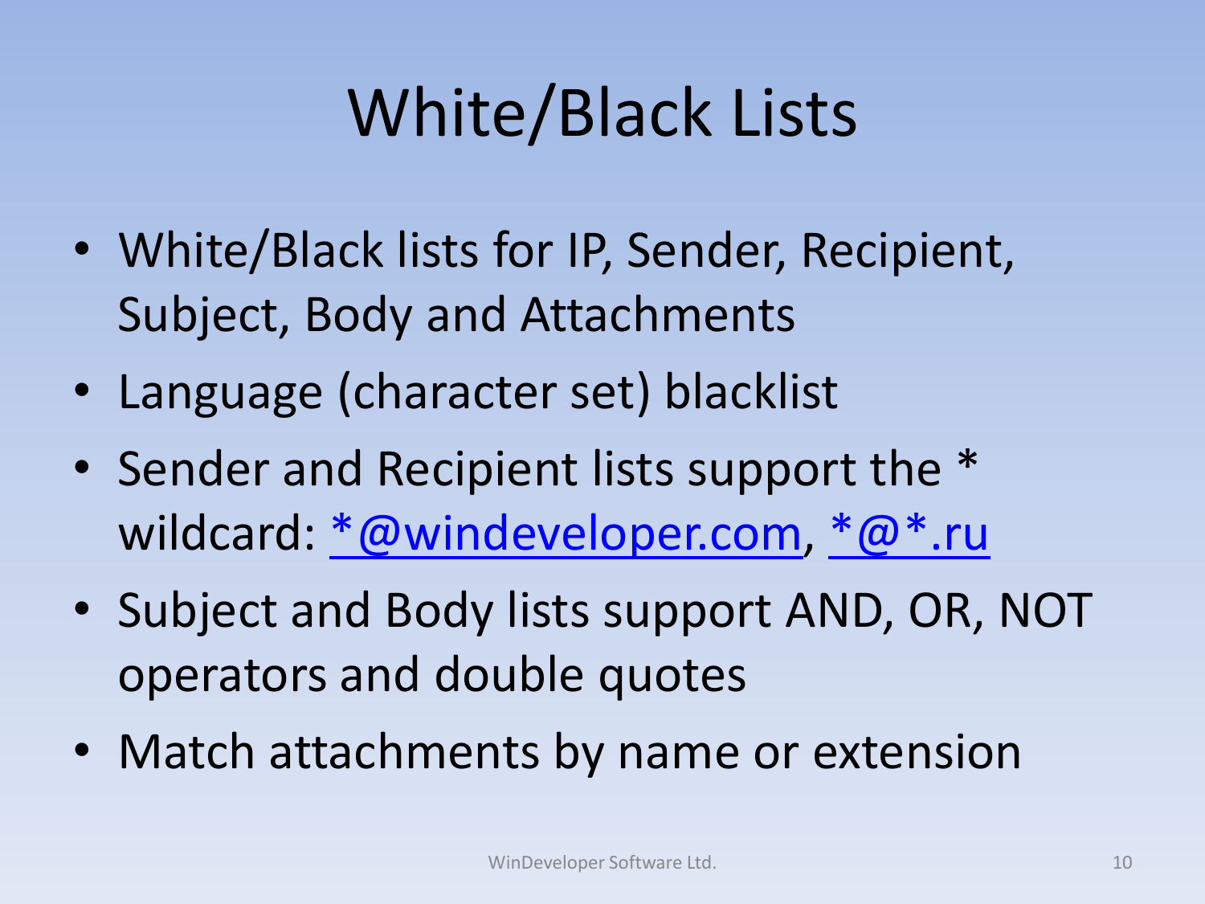# White/Black Lists

- White/Black lists for IP, Sender, Recipient, Subject, Body and Attachments
- Language (character set) blacklist
- Sender and Recipient lists support the * wildcard: *@windeveloper.com, *@*.ru
- Subject and Body lists support AND, OR, NOT operators and double quotes
- Match attachments by name or extension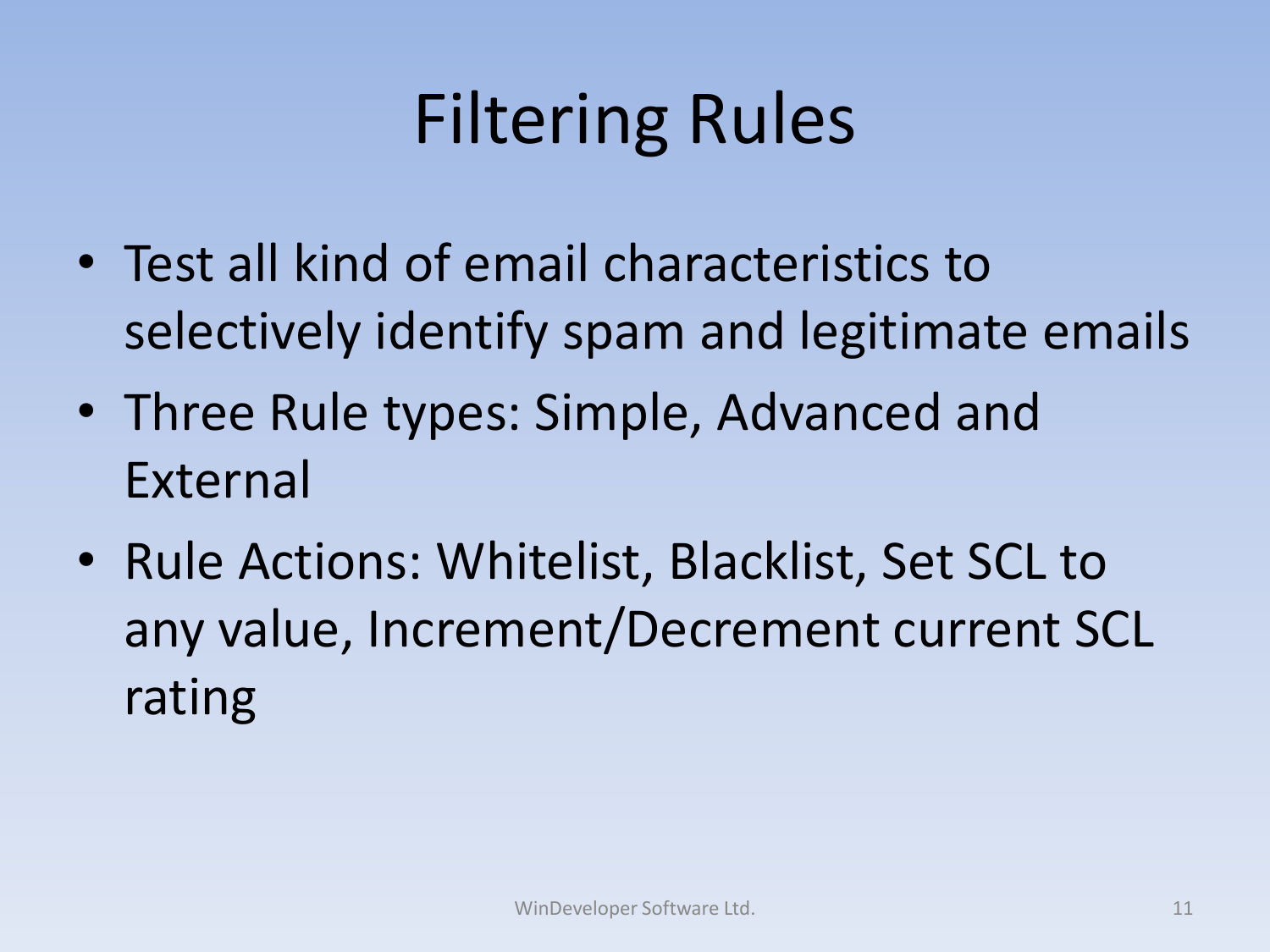# Filtering Rules

- Test all kind of email characteristics to selectively identify spam and legitimate emails
- Three Rule types: Simple, Advanced and External
- Rule Actions: Whitelist, Blacklist, Set SCL to any value, Increment/Decrement current SCL rating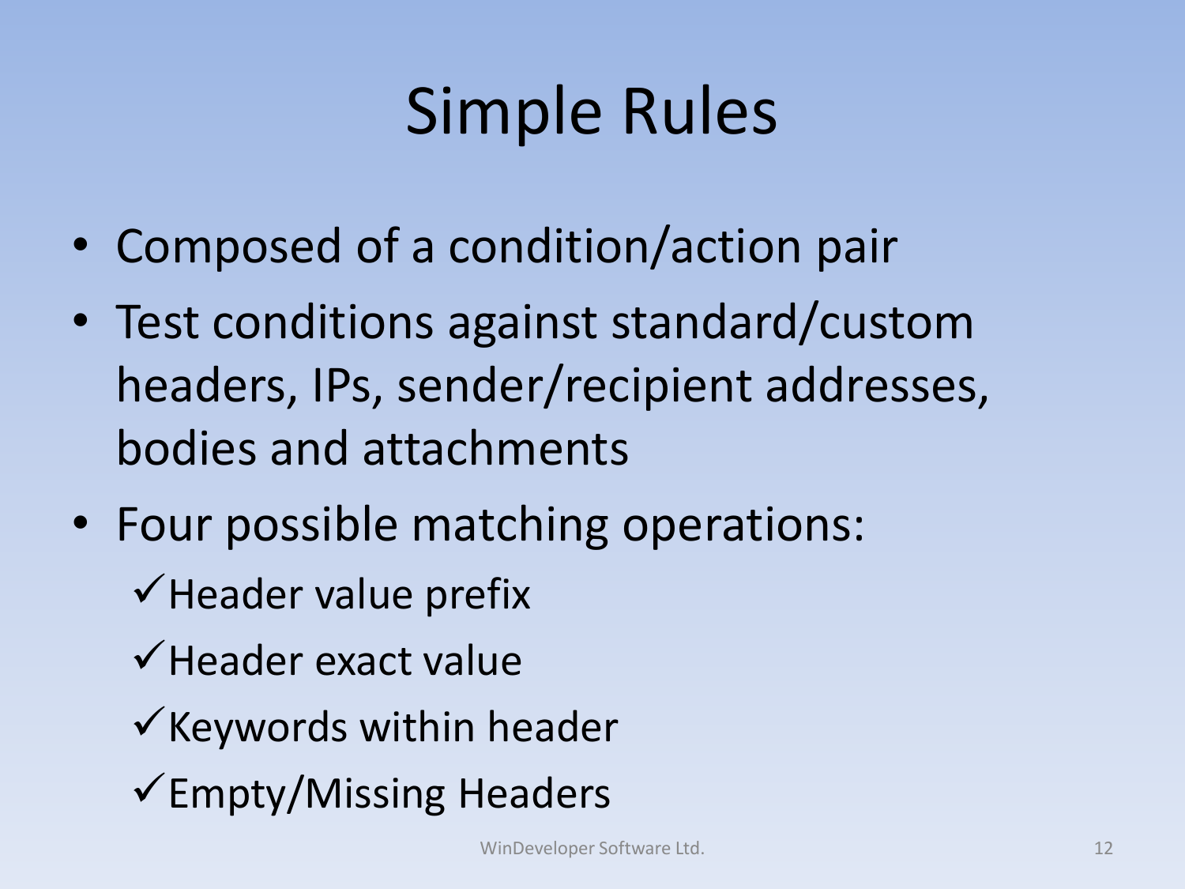# Simple Rules

- Composed of a condition/action pair
- Test conditions against standard/custom headers, IPs, sender/recipient addresses, bodies and attachments
- Four possible matching operations:
  - ✓Header value prefix
  - ✓Header exact value
  - ✓Keywords within header
  - ✓Empty/Missing Headers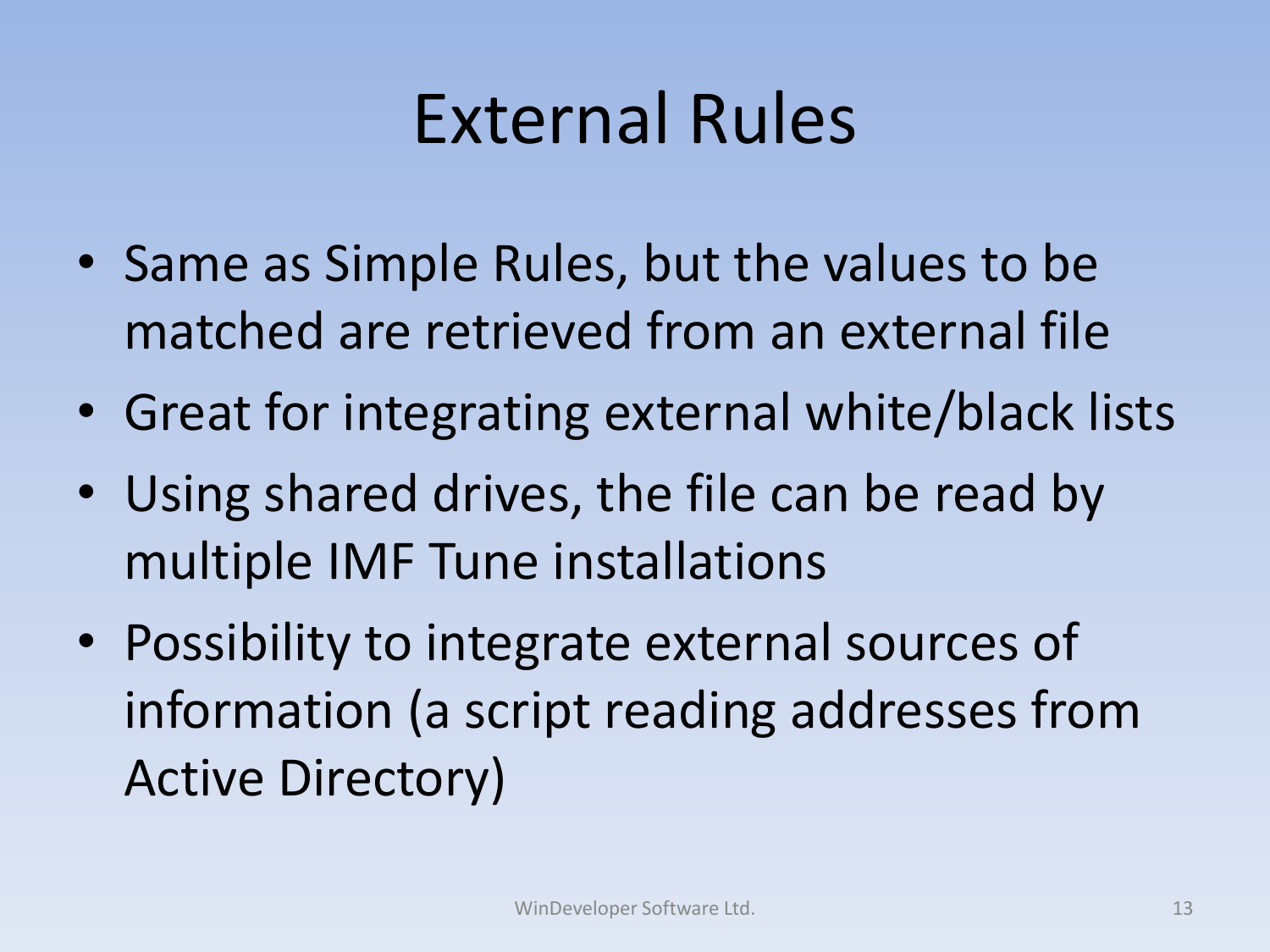# External Rules

- Same as Simple Rules, but the values to be matched are retrieved from an external file
- Great for integrating external white/black lists
- Using shared drives, the file can be read by multiple IMF Tune installations
- Possibility to integrate external sources of information (a script reading addresses from Active Directory)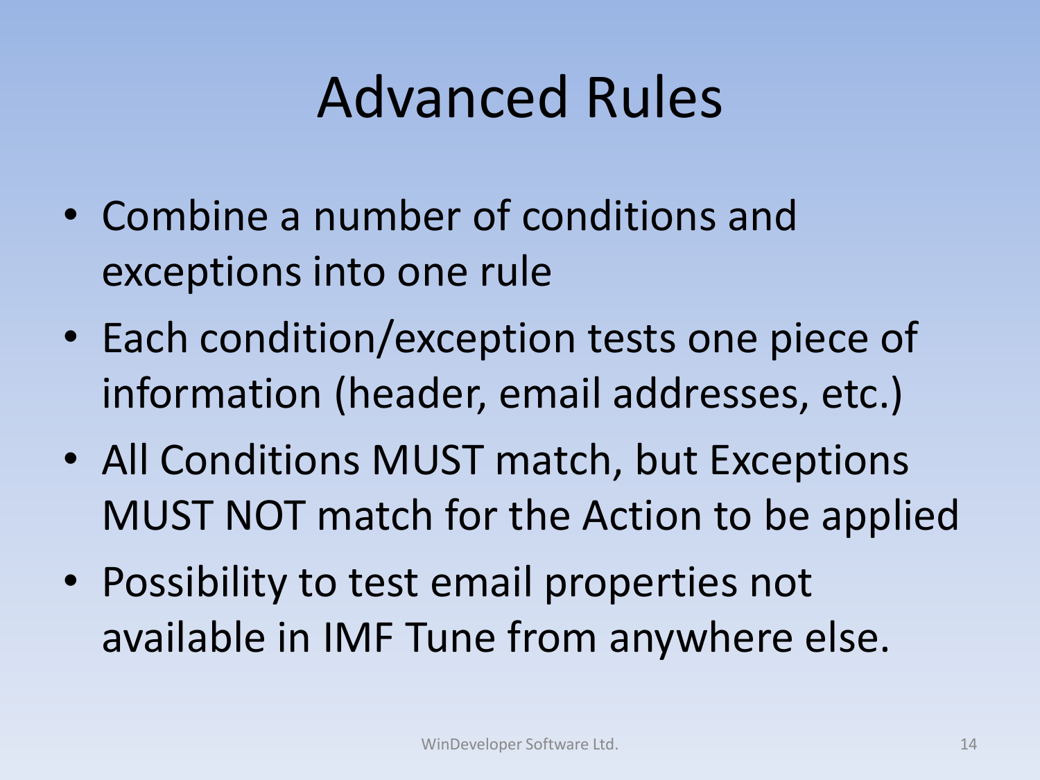# Advanced Rules

- Combine a number of conditions and exceptions into one rule
- Each condition/exception tests one piece of information (header, email addresses, etc.)
- All Conditions MUST match, but Exceptions MUST NOT match for the Action to be applied
- Possibility to test email properties not available in IMF Tune from anywhere else.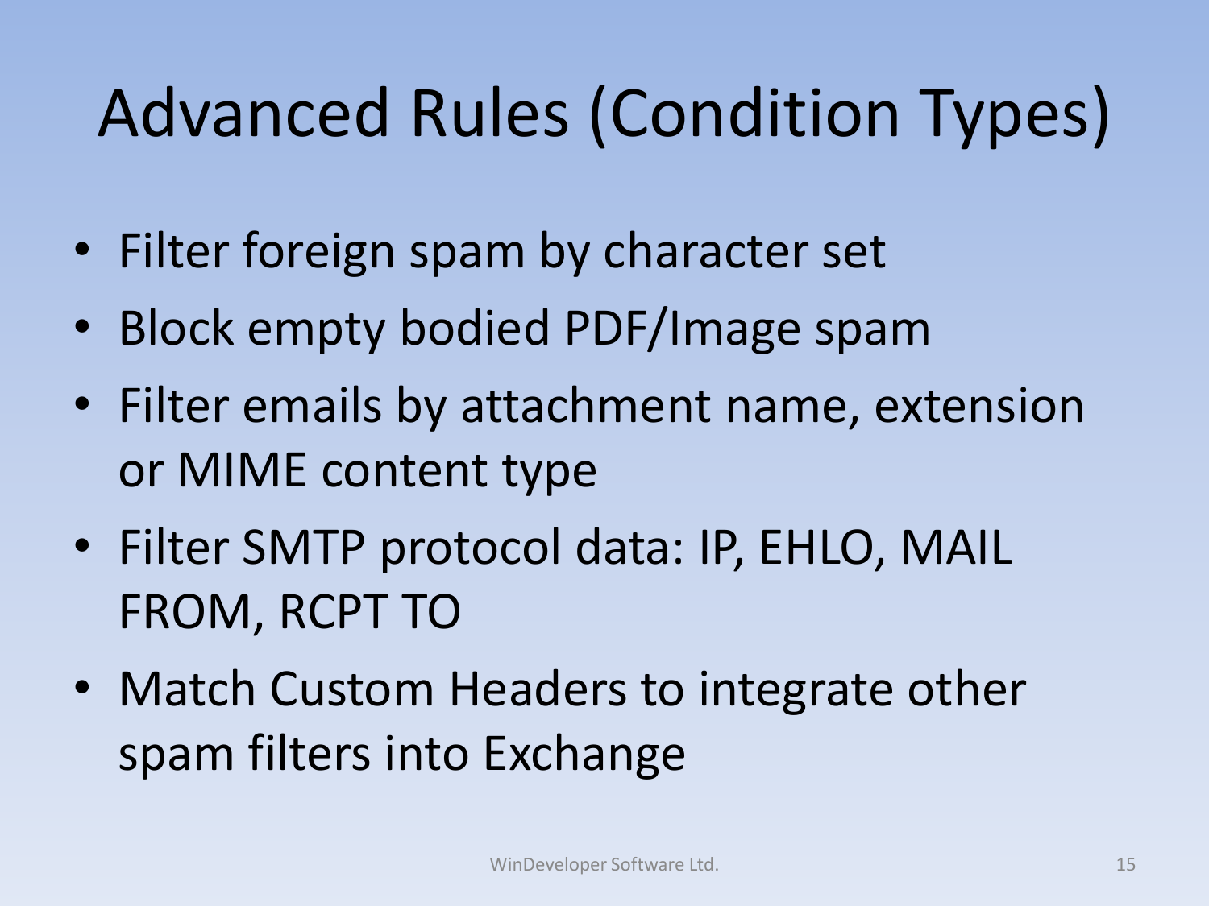# Advanced Rules (Condition Types)

- Filter foreign spam by character set
- Block empty bodied PDF/Image spam
- Filter emails by attachment name, extension or MIME content type
- Filter SMTP protocol data: IP, EHLO, MAIL FROM, RCPT TO
- Match Custom Headers to integrate other spam filters into Exchange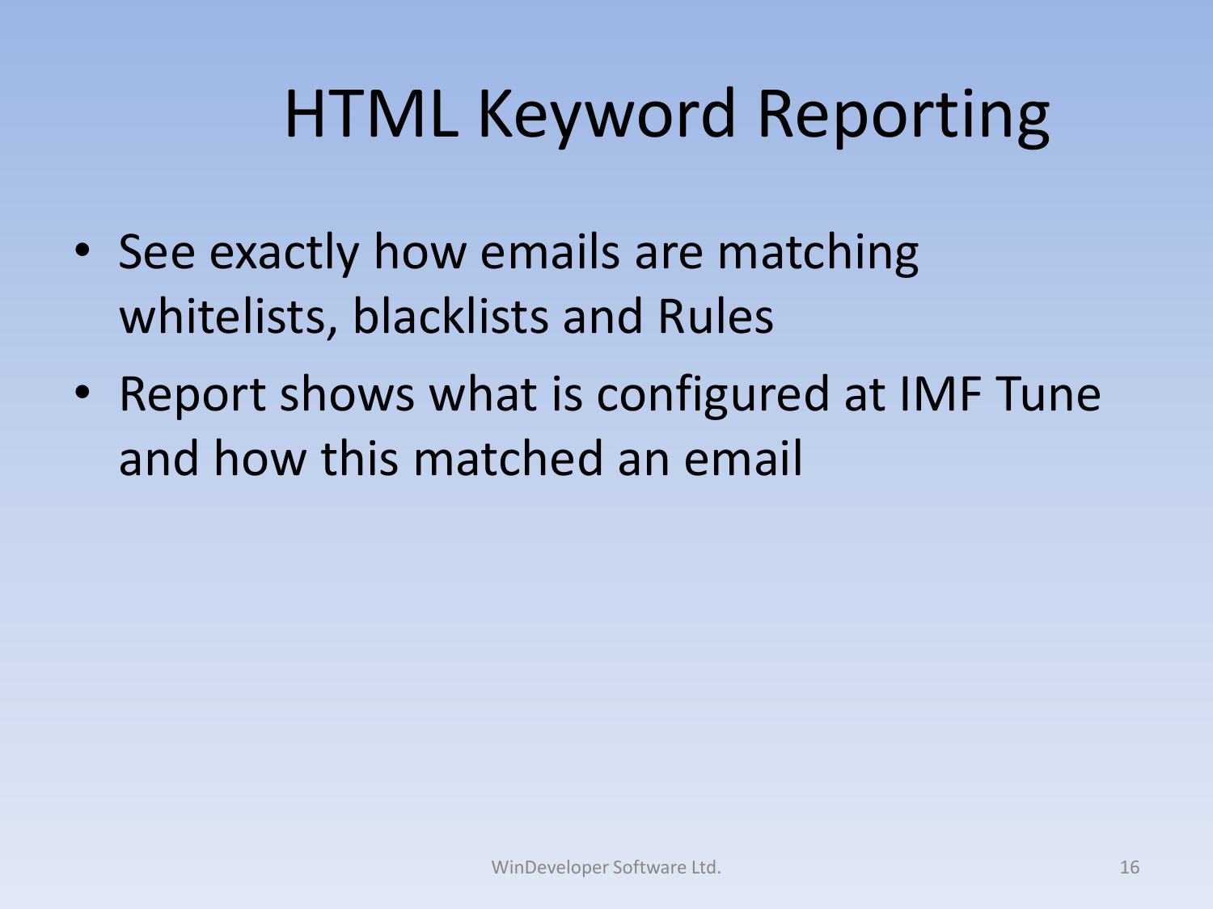# HTML Keyword Reporting

- See exactly how emails are matching whitelists, blacklists and Rules
- Report shows what is configured at IMF Tune and how this matched an email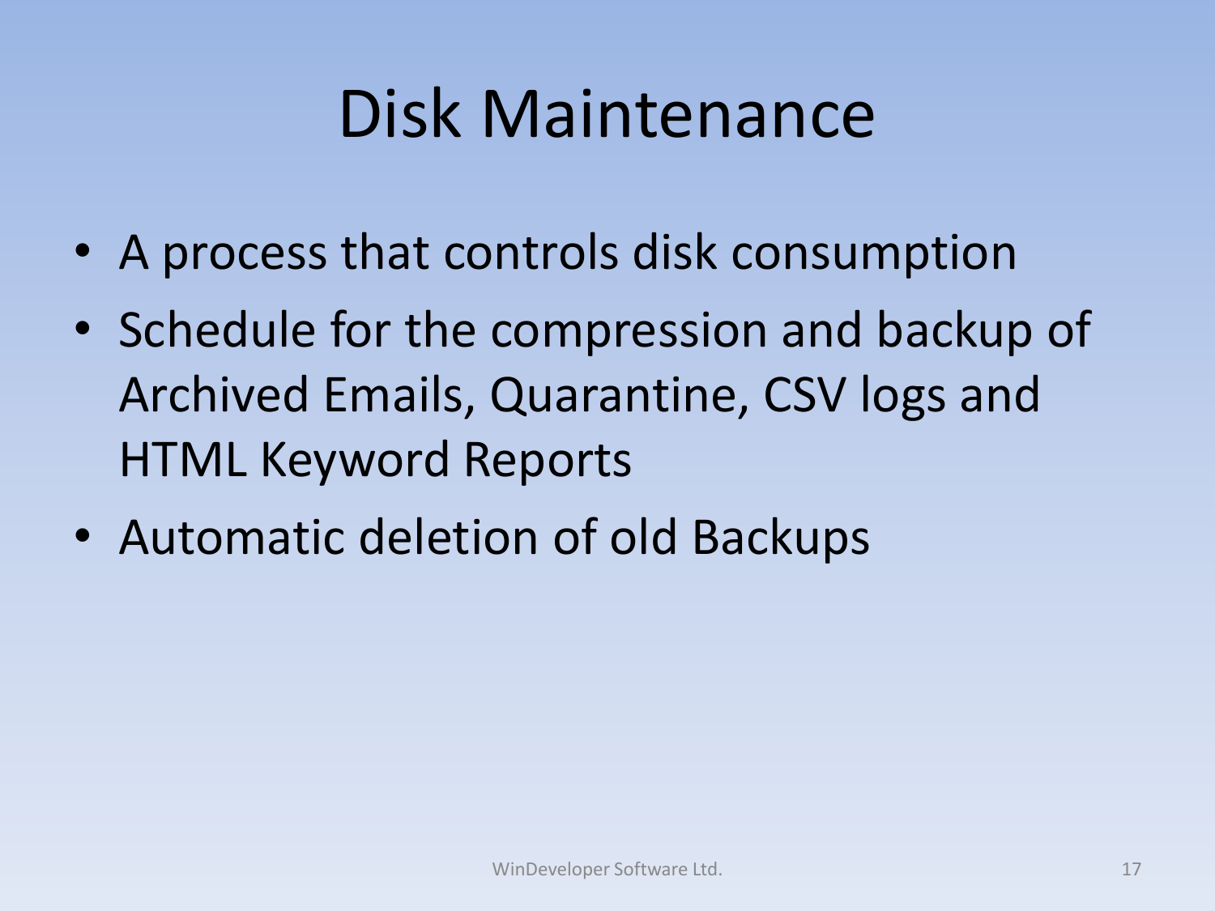# Disk Maintenance

- A process that controls disk consumption
- Schedule for the compression and backup of Archived Emails, Quarantine, CSV logs and HTML Keyword Reports
- Automatic deletion of old Backups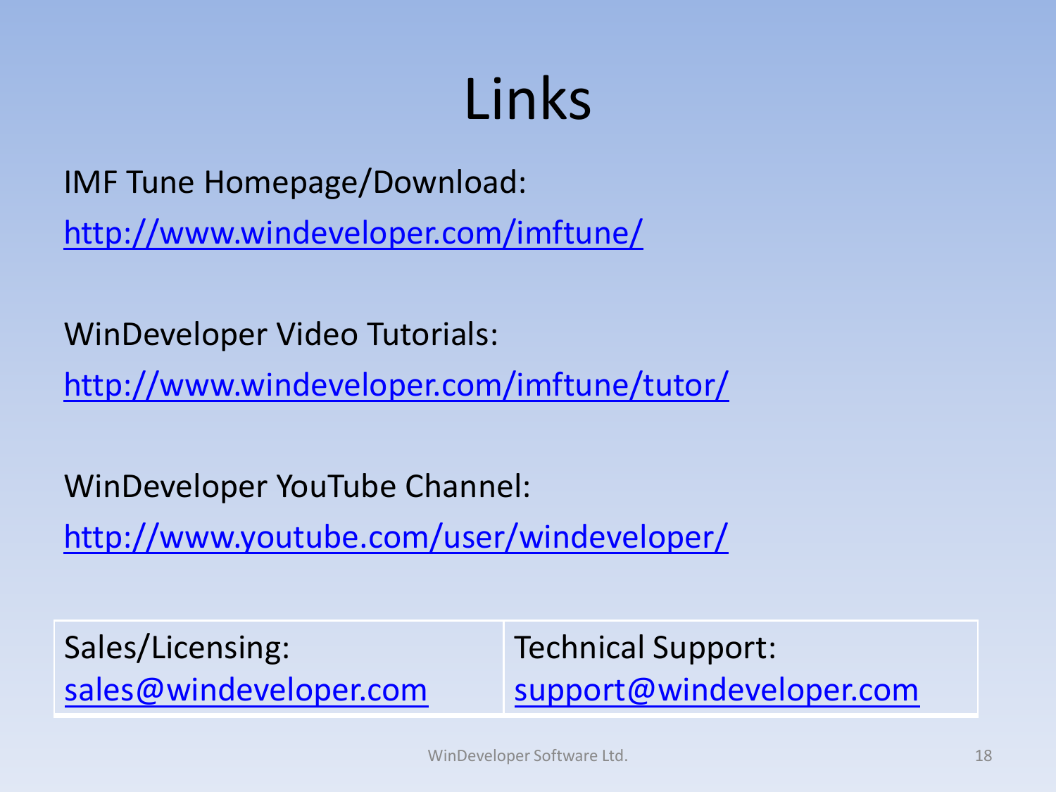# Links

IMF Tune Homepage/Download:

http://www.windeveloper.com/imftune/

WinDeveloper Video Tutorials:

http://www.windeveloper.com/imftune/tutor/

WinDeveloper YouTube Channel:

http://www.youtube.com/user/windeveloper/

| | |
|---|---|
| Sales/Licensing: sales@windeveloper.com | Technical Support: support@windeveloper.com |

WinDeveloper Software Ltd.